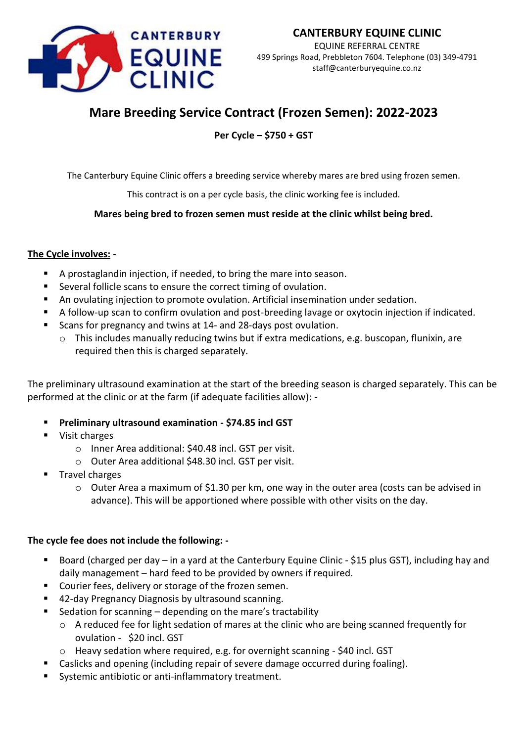**CANTERBURY EQUINE CLINIC**

EQUINE REFERRAL CENTRE
499 Springs Road, Prebbleton 7604. Telephone (03) 349-4791
staff@canterburyequine.co.nz

# Mare Breeding Service Contract (Frozen Semen): 2022-2023

**Per Cycle – $750 + GST**

The Canterbury Equine Clinic offers a breeding service whereby mares are bred using frozen semen.

This contract is on a per cycle basis, the clinic working fee is included.

**Mares being bred to frozen semen must reside at the clinic whilst being bred.**

**The Cycle involves:** -

- A prostaglandin injection, if needed, to bring the mare into season.
- Several follicle scans to ensure the correct timing of ovulation.
- An ovulating injection to promote ovulation. Artificial insemination under sedation.
- A follow-up scan to confirm ovulation and post-breeding lavage or oxytocin injection if indicated.
- Scans for pregnancy and twins at 14- and 28-days post ovulation.
  - This includes manually reducing twins but if extra medications, e.g. buscopan, flunixin, are required then this is charged separately.

The preliminary ultrasound examination at the start of the breeding season is charged separately. This can be performed at the clinic or at the farm (if adequate facilities allow): -

- **Preliminary ultrasound examination - $74.85 incl GST**
- Visit charges
  - Inner Area additional: $40.48 incl. GST per visit.
  - Outer Area additional $48.30 incl. GST per visit.
- Travel charges
  - Outer Area a maximum of $1.30 per km, one way in the outer area (costs can be advised in advance). This will be apportioned where possible with other visits on the day.

**The cycle fee does not include the following: -**

- Board (charged per day – in a yard at the Canterbury Equine Clinic - $15 plus GST), including hay and daily management – hard feed to be provided by owners if required.
- Courier fees, delivery or storage of the frozen semen.
- 42-day Pregnancy Diagnosis by ultrasound scanning.
- Sedation for scanning – depending on the mare's tractability
  - A reduced fee for light sedation of mares at the clinic who are being scanned frequently for ovulation - $20 incl. GST
  - Heavy sedation where required, e.g. for overnight scanning - $40 incl. GST
- Caslicks and opening (including repair of severe damage occurred during foaling).
- Systemic antibiotic or anti-inflammatory treatment.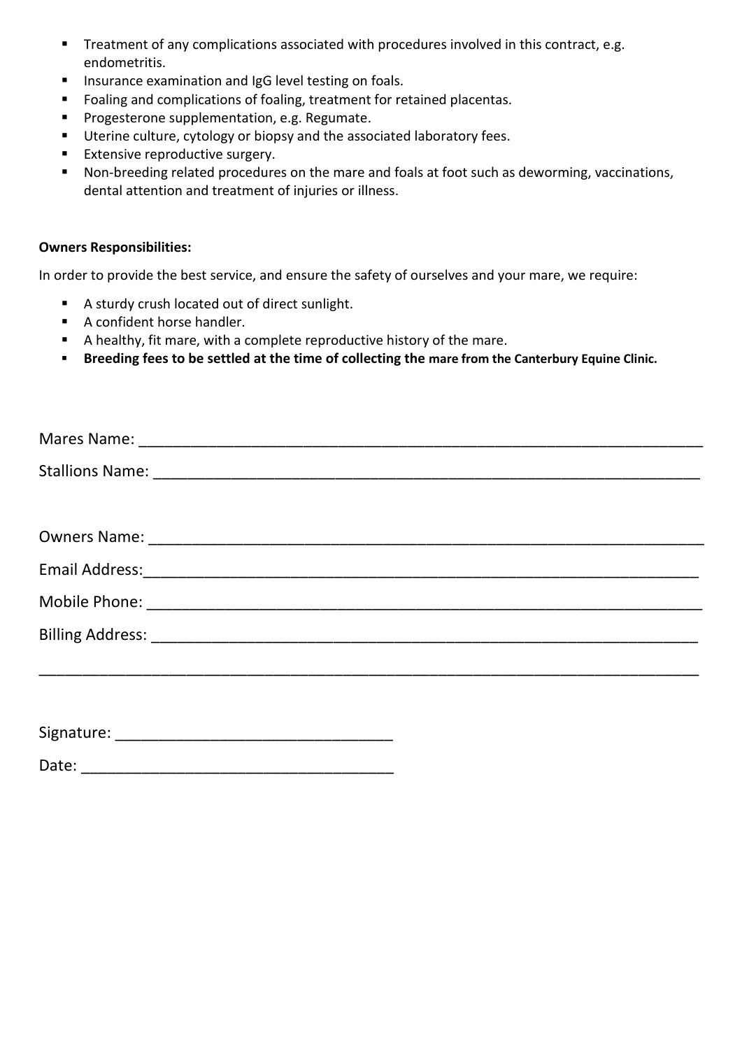- Treatment of any complications associated with procedures involved in this contract, e.g. endometritis.
- Insurance examination and IgG level testing on foals.
- Foaling and complications of foaling, treatment for retained placentas.
- Progesterone supplementation, e.g. Regumate.
- Uterine culture, cytology or biopsy and the associated laboratory fees.
- Extensive reproductive surgery.
- Non-breeding related procedures on the mare and foals at foot such as deworming, vaccinations, dental attention and treatment of injuries or illness.

**Owners Responsibilities:**

In order to provide the best service, and ensure the safety of ourselves and your mare, we require:

- A sturdy crush located out of direct sunlight.
- A confident horse handler.
- A healthy, fit mare, with a complete reproductive history of the mare.
- **Breeding fees to be settled at the time of collecting the mare from the Canterbury Equine Clinic.**

Mares Name: ___________________________________________________________

Stallions Name: ________________________________________________________

Owners Name: __________________________________________________________

Email Address:__________________________________________________________

Mobile Phone: __________________________________________________________

Billing Address: ________________________________________________________

_____________________________________________________________________

Signature: ______________________________

Date: __________________________________